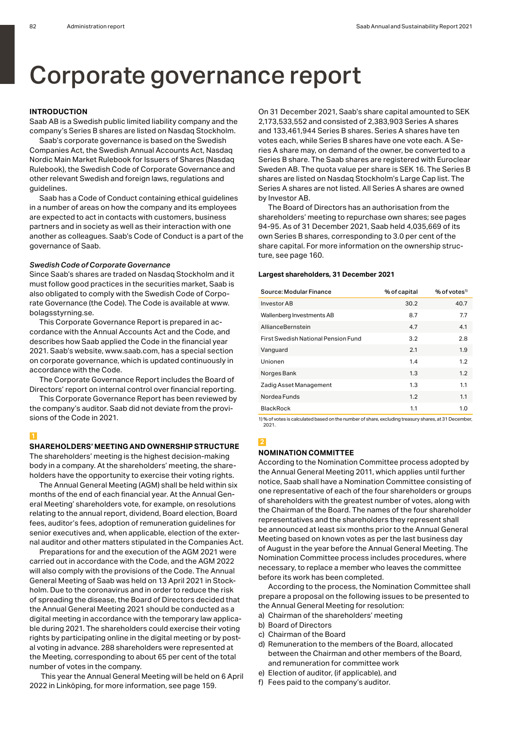# Corporate governance report

## INTRODUCTION

Saab AB is a Swedish public limited liability company and the company's Series B shares are listed on Nasdaq Stockholm.

Saab's corporate governance is based on the Swedish Companies Act, the Swedish Annual Accounts Act, Nasdaq Nordic Main Market Rulebook for Issuers of Shares (Nasdaq Rulebook), the Swedish Code of Corporate Governance and other relevant Swedish and foreign laws, regulations and guidelines.

Saab has a Code of Conduct containing ethical guidelines in a number of areas on how the company and its employees are expected to act in contacts with customers, business partners and in society as well as their interaction with one another as colleagues. Saab's Code of Conduct is a part of the governance of Saab.

### *Swedish Code of Corporate Governance*

Since Saab's shares are traded on Nasdaq Stockholm and it must follow good practices in the securities market, Saab is also obligated to comply with the Swedish Code of Corporate Governance (the Code). The Code is available at www.bolagsstyrning.se.

This Corporate Governance Report is prepared in accordance with the Annual Accounts Act and the Code, and describes how Saab applied the Code in the financial year 2021. Saab's website, www.saab.com, has a special section on corporate governance, which is updated continuously in accordance with the Code.

The Corporate Governance Report includes the Board of Directors' report on internal control over financial reporting.

This Corporate Governance Report has been reviewed by the company's auditor. Saab did not deviate from the provisions of the Code in 2021.

## 1 SHAREHOLDERS' MEETING AND OWNERSHIP STRUCTURE

The shareholders' meeting is the highest decision-making body in a company. At the shareholders' meeting, the shareholders have the opportunity to exercise their voting rights.

The Annual General Meeting (AGM) shall be held within six months of the end of each financial year. At the Annual General Meeting' shareholders vote, for example, on resolutions relating to the annual report, dividend, Board election, Board fees, auditor's fees, adoption of remuneration guidelines for senior executives and, when applicable, election of the external auditor and other matters stipulated in the Companies Act.

Preparations for and the execution of the AGM 2021 were carried out in accordance with the Code, and the AGM 2022 will also comply with the provisions of the Code. The Annual General Meeting of Saab was held on 13 April 2021 in Stockholm. Due to the coronavirus and in order to reduce the risk of spreading the disease, the Board of Directors decided that the Annual General Meeting 2021 should be conducted as a digital meeting in accordance with the temporary law applicable during 2021. The shareholders could exercise their voting rights by participating online in the digital meeting or by postal voting in advance. 288 shareholders were represented at the Meeting, corresponding to about 65 per cent of the total number of votes in the company.

This year the Annual General Meeting will be held on 6 April 2022 in Linköping, for more information, see page 159.

On 31 December 2021, Saab's share capital amounted to SEK 2,173,533,552 and consisted of 2,383,903 Series A shares and 133,461,944 Series B shares. Series A shares have ten votes each, while Series B shares have one vote each. A Series A share may, on demand of the owner, be converted to a Series B share. The Saab shares are registered with Euroclear Sweden AB. The quota value per share is SEK 16. The Series B shares are listed on Nasdaq Stockholm's Large Cap list. The Series A shares are not listed. All Series A shares are owned by Investor AB.

The Board of Directors has an authorisation from the shareholders' meeting to repurchase own shares; see pages 94-95. As of 31 December 2021, Saab held 4,035,669 of its own Series B shares, corresponding to 3.0 per cent of the share capital. For more information on the ownership structure, see page 160.

**Largest shareholders, 31 December 2021**

| Source: Modular Finance | % of capital | % of votes[1] |
|---|---|---|
| Investor AB | 30.2 | 40.7 |
| Wallenberg Investments AB | 8.7 | 7.7 |
| AllianceBernstein | 4.7 | 4.1 |
| First Swedish National Pension Fund | 3.2 | 2.8 |
| Vanguard | 2.1 | 1.9 |
| Unionen | 1.4 | 1.2 |
| Norges Bank | 1.3 | 1.2 |
| Zadig Asset Management | 1.3 | 1.1 |
| Nordea Funds | 1.2 | 1.1 |
| BlackRock | 1.1 | 1.0 |

1) % of votes is calculated based on the number of share, excluding treasury shares, at 31 December, 2021.

## 2 NOMINATION COMMITTEE

According to the Nomination Committee process adopted by the Annual General Meeting 2011, which applies until further notice, Saab shall have a Nomination Committee consisting of one representative of each of the four shareholders or groups of shareholders with the greatest number of votes, along with the Chairman of the Board. The names of the four shareholder representatives and the shareholders they represent shall be announced at least six months prior to the Annual General Meeting based on known votes as per the last business day of August in the year before the Annual General Meeting. The Nomination Committee process includes procedures, where necessary, to replace a member who leaves the committee before its work has been completed.

According to the process, the Nomination Committee shall prepare a proposal on the following issues to be presented to the Annual General Meeting for resolution:

a) Chairman of the shareholders' meeting
b) Board of Directors
c) Chairman of the Board
d) Remuneration to the members of the Board, allocated between the Chairman and other members of the Board, and remuneration for committee work
e) Election of auditor, (if applicable), and
f) Fees paid to the company's auditor.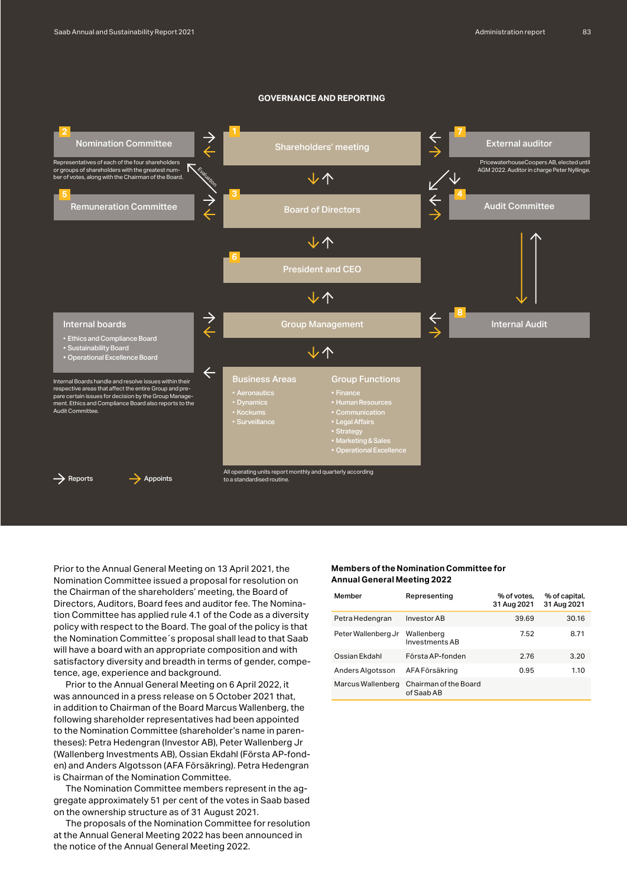## GOVERNANCE AND REPORTING

2 Nomination Committee

Representatives of each of the four shareholders or groups of shareholders with the greatest number of votes, along with the Chairman of the Board.

1 Shareholders' meeting

7 External auditor

PricewaterhouseCoopers AB, elected until AGM 2022. Auditor in charge Peter Nyllinge.

Evaluation

5 Remuneration Committee

3 Board of Directors

4 Audit Committee

6 President and CEO

Internal boards
- Ethics and Compliance Board
- Sustainability Board
- Operational Excellence Board

Internal Boards handle and resolve issues within their respective areas that affect the entire Group and prepare certain issues for decision by the Group Management. Ethics and Compliance Board also reports to the Audit Committee.

Group Management

8 Internal Audit

Business Areas
- Aeronautics
- Dynamics
- Kockums
- Surveillance

Group Functions
- Finance
- Human Resources
- Communication
- Legal Affairs
- Strategy
- Marketing & Sales
- Operational Excellence

All operating units report monthly and quarterly according to a standardised routine.

Reports

Appoints

Prior to the Annual General Meeting on 13 April 2021, the Nomination Committee issued a proposal for resolution on the Chairman of the shareholders' meeting, the Board of Directors, Auditors, Board fees and auditor fee. The Nomination Committee has applied rule 4.1 of the Code as a diversity policy with respect to the Board. The goal of the policy is that the Nomination Committee´s proposal shall lead to that Saab will have a board with an appropriate composition and with satisfactory diversity and breadth in terms of gender, competence, age, experience and background.

Prior to the Annual General Meeting on 6 April 2022, it was announced in a press release on 5 October 2021 that, in addition to Chairman of the Board Marcus Wallenberg, the following shareholder representatives had been appointed to the Nomination Committee (shareholder's name in parentheses): Petra Hedengran (Investor AB), Peter Wallenberg Jr (Wallenberg Investments AB), Ossian Ekdahl (Första AP-fonden) and Anders Algotsson (AFA Försäkring). Petra Hedengran is Chairman of the Nomination Committee.

The Nomination Committee members represent in the aggregate approximately 51 per cent of the votes in Saab based on the ownership structure as of 31 August 2021.

The proposals of the Nomination Committee for resolution at the Annual General Meeting 2022 has been announced in the notice of the Annual General Meeting 2022.

**Members of the Nomination Committee for Annual General Meeting 2022**

| Member | Representing | % of votes, 31 Aug 2021 | % of capital, 31 Aug 2021 |
|---|---|---|---|
| Petra Hedengran | Investor AB | 39.69 | 30.16 |
| Peter Wallenberg Jr | Wallenberg Investments AB | 7.52 | 8.71 |
| Ossian Ekdahl | Första AP-fonden | 2.76 | 3.20 |
| Anders Algotsson | AFA Försäkring | 0.95 | 1.10 |
| Marcus Wallenberg | Chairman of the Board of Saab AB | | |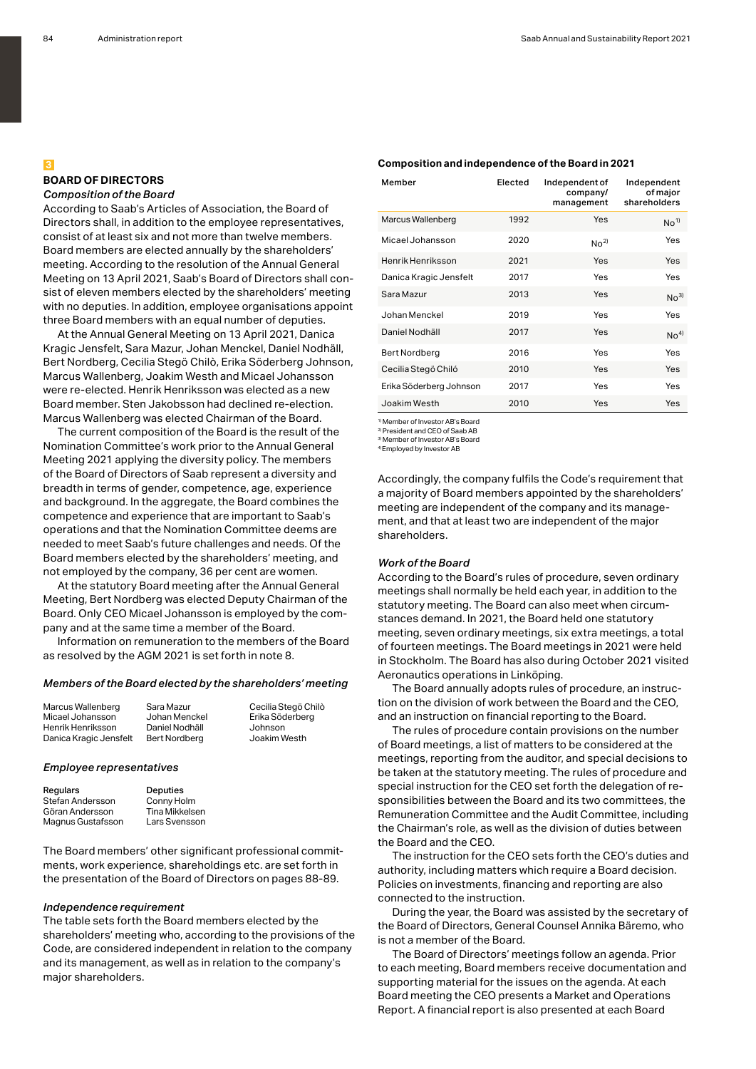3

## BOARD OF DIRECTORS

### *Composition of the Board*

According to Saab's Articles of Association, the Board of Directors shall, in addition to the employee representatives, consist of at least six and not more than twelve members. Board members are elected annually by the shareholders' meeting. According to the resolution of the Annual General Meeting on 13 April 2021, Saab's Board of Directors shall consist of eleven members elected by the shareholders' meeting with no deputies. In addition, employee organisations appoint three Board members with an equal number of deputies.

At the Annual General Meeting on 13 April 2021, Danica Kragic Jensfelt, Sara Mazur, Johan Menckel, Daniel Nodhäll, Bert Nordberg, Cecilia Stegö Chilò, Erika Söderberg Johnson, Marcus Wallenberg, Joakim Westh and Micael Johansson were re-elected. Henrik Henriksson was elected as a new Board member. Sten Jakobsson had declined re-election. Marcus Wallenberg was elected Chairman of the Board.

The current composition of the Board is the result of the Nomination Committee's work prior to the Annual General Meeting 2021 applying the diversity policy. The members of the Board of Directors of Saab represent a diversity and breadth in terms of gender, competence, age, experience and background. In the aggregate, the Board combines the competence and experience that are important to Saab's operations and that the Nomination Committee deems are needed to meet Saab's future challenges and needs. Of the Board members elected by the shareholders' meeting, and not employed by the company, 36 per cent are women.

At the statutory Board meeting after the Annual General Meeting, Bert Nordberg was elected Deputy Chairman of the Board. Only CEO Micael Johansson is employed by the company and at the same time a member of the Board.

Information on remuneration to the members of the Board as resolved by the AGM 2021 is set forth in note 8.

### *Members of the Board elected by the shareholders' meeting*

| | | |
|---|---|---|
| Marcus Wallenberg | Sara Mazur | Cecilia Stegö Chilò |
| Micael Johansson | Johan Menckel | Erika Söderberg Johnson |
| Henrik Henriksson | Daniel Nodhäll | Joakim Westh |
| Danica Kragic Jensfelt | Bert Nordberg | |

### *Employee representatives*

| Regulars | Deputies |
|---|---|
| Stefan Andersson | Conny Holm |
| Göran Andersson | Tina Mikkelsen |
| Magnus Gustafsson | Lars Svensson |

The Board members' other significant professional commitments, work experience, shareholdings etc. are set forth in the presentation of the Board of Directors on pages 88-89.

### *Independence requirement*

The table sets forth the Board members elected by the shareholders' meeting who, according to the provisions of the Code, are considered independent in relation to the company and its management, as well as in relation to the company's major shareholders.

**Composition and independence of the Board in 2021**

| Member | Elected | Independent of company/ management | Independent of major shareholders |
|---|---|---|---|
| Marcus Wallenberg | 1992 | Yes | No[1] |
| Micael Johansson | 2020 | No[2] | Yes |
| Henrik Henriksson | 2021 | Yes | Yes |
| Danica Kragic Jensfelt | 2017 | Yes | Yes |
| Sara Mazur | 2013 | Yes | No[3] |
| Johan Menckel | 2019 | Yes | Yes |
| Daniel Nodhäll | 2017 | Yes | No[4] |
| Bert Nordberg | 2016 | Yes | Yes |
| Cecilia Stegö Chiló | 2010 | Yes | Yes |
| Erika Söderberg Johnson | 2017 | Yes | Yes |
| Joakim Westh | 2010 | Yes | Yes |

[1] Member of Investor AB's Board
[2] President and CEO of Saab AB
[3] Member of Investor AB's Board
[4] Employed by Investor AB

Accordingly, the company fulfils the Code's requirement that a majority of Board members appointed by the shareholders' meeting are independent of the company and its management, and that at least two are independent of the major shareholders.

### *Work of the Board*

According to the Board's rules of procedure, seven ordinary meetings shall normally be held each year, in addition to the statutory meeting. The Board can also meet when circumstances demand. In 2021, the Board held one statutory meeting, seven ordinary meetings, six extra meetings, a total of fourteen meetings. The Board meetings in 2021 were held in Stockholm. The Board has also during October 2021 visited Aeronautics operations in Linköping.

The Board annually adopts rules of procedure, an instruction on the division of work between the Board and the CEO, and an instruction on financial reporting to the Board.

The rules of procedure contain provisions on the number of Board meetings, a list of matters to be considered at the meetings, reporting from the auditor, and special decisions to be taken at the statutory meeting. The rules of procedure and special instruction for the CEO set forth the delegation of responsibilities between the Board and its two committees, the Remuneration Committee and the Audit Committee, including the Chairman's role, as well as the division of duties between the Board and the CEO.

The instruction for the CEO sets forth the CEO's duties and authority, including matters which require a Board decision. Policies on investments, financing and reporting are also connected to the instruction.

During the year, the Board was assisted by the secretary of the Board of Directors, General Counsel Annika Bäremo, who is not a member of the Board.

The Board of Directors' meetings follow an agenda. Prior to each meeting, Board members receive documentation and supporting material for the issues on the agenda. At each Board meeting the CEO presents a Market and Operations Report. A financial report is also presented at each Board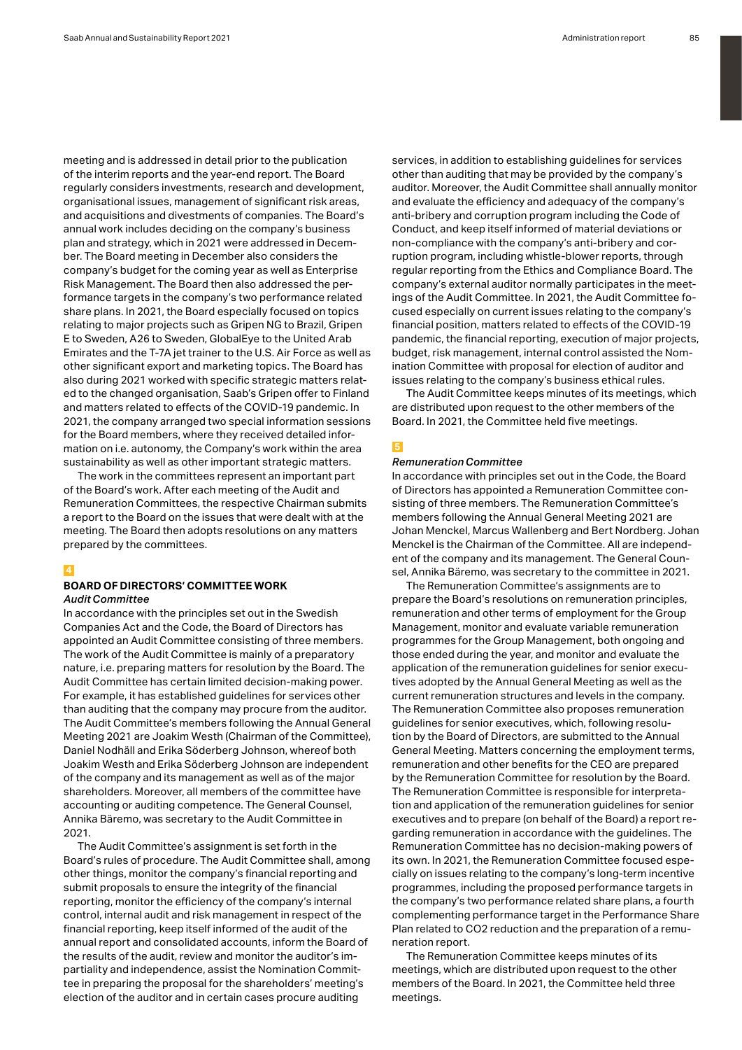meeting and is addressed in detail prior to the publication of the interim reports and the year-end report. The Board regularly considers investments, research and development, organisational issues, management of significant risk areas, and acquisitions and divestments of companies. The Board's annual work includes deciding on the company's business plan and strategy, which in 2021 were addressed in December. The Board meeting in December also considers the company's budget for the coming year as well as Enterprise Risk Management. The Board then also addressed the performance targets in the company's two performance related share plans. In 2021, the Board especially focused on topics relating to major projects such as Gripen NG to Brazil, Gripen E to Sweden, GlobalEye to the United Arab Emirates and the T-7A jet trainer to the U.S. Air Force as well as other significant export and marketing topics. The Board has also during 2021 worked with specific strategic matters related to the changed organisation, Saab's Gripen offer to Finland and matters related to effects of the COVID-19 pandemic. In 2021, the company arranged two special information sessions for the Board members, where they received detailed information on i.e. autonomy, the Company's work within the area sustainability as well as other important strategic matters.

The work in the committees represent an important part of the Board's work. After each meeting of the Audit and Remuneration Committees, the respective Chairman submits a report to the Board on the issues that were dealt with at the meeting. The Board then adopts resolutions on any matters prepared by the committees.

4

## BOARD OF DIRECTORS' COMMITTEE WORK

### *Audit Committee*

In accordance with the principles set out in the Swedish Companies Act and the Code, the Board of Directors has appointed an Audit Committee consisting of three members. The work of the Audit Committee is mainly of a preparatory nature, i.e. preparing matters for resolution by the Board. The Audit Committee has certain limited decision-making power. For example, it has established guidelines for services other than auditing that the company may procure from the auditor. The Audit Committee's members following the Annual General Meeting 2021 are Joakim Westh (Chairman of the Committee), Daniel Nodhäll and Erika Söderberg Johnson, whereof both Joakim Westh and Erika Söderberg Johnson are independent of the company and its management as well as of the major shareholders. Moreover, all members of the committee have accounting or auditing competence. The General Counsel, Annika Bäremo, was secretary to the Audit Committee in 2021.

The Audit Committee's assignment is set forth in the Board's rules of procedure. The Audit Committee shall, among other things, monitor the company's financial reporting and submit proposals to ensure the integrity of the financial reporting, monitor the efficiency of the company's internal control, internal audit and risk management in respect of the financial reporting, keep itself informed of the audit of the annual report and consolidated accounts, inform the Board of the results of the audit, review and monitor the auditor's impartiality and independence, assist the Nomination Committee in preparing the proposal for the shareholders' meeting's election of the auditor and in certain cases procure auditing services, in addition to establishing guidelines for services other than auditing that may be provided by the company's auditor. Moreover, the Audit Committee shall annually monitor and evaluate the efficiency and adequacy of the company's anti-bribery and corruption program including the Code of Conduct, and keep itself informed of material deviations or non-compliance with the company's anti-bribery and corruption program, including whistle-blower reports, through regular reporting from the Ethics and Compliance Board. The company's external auditor normally participates in the meetings of the Audit Committee. In 2021, the Audit Committee focused especially on current issues relating to the company's financial position, matters related to effects of the COVID-19 pandemic, the financial reporting, execution of major projects, budget, risk management, internal control assisted the Nomination Committee with proposal for election of auditor and issues relating to the company's business ethical rules.

The Audit Committee keeps minutes of its meetings, which are distributed upon request to the other members of the Board. In 2021, the Committee held five meetings.

5

### *Remuneration Committee*

In accordance with principles set out in the Code, the Board of Directors has appointed a Remuneration Committee consisting of three members. The Remuneration Committee's members following the Annual General Meeting 2021 are Johan Menckel, Marcus Wallenberg and Bert Nordberg. Johan Menckel is the Chairman of the Committee. All are independent of the company and its management. The General Counsel, Annika Bäremo, was secretary to the committee in 2021.

The Remuneration Committee's assignments are to prepare the Board's resolutions on remuneration principles, remuneration and other terms of employment for the Group Management, monitor and evaluate variable remuneration programmes for the Group Management, both ongoing and those ended during the year, and monitor and evaluate the application of the remuneration guidelines for senior executives adopted by the Annual General Meeting as well as the current remuneration structures and levels in the company. The Remuneration Committee also proposes remuneration guidelines for senior executives, which, following resolution by the Board of Directors, are submitted to the Annual General Meeting. Matters concerning the employment terms, remuneration and other benefits for the CEO are prepared by the Remuneration Committee for resolution by the Board. The Remuneration Committee is responsible for interpretation and application of the remuneration guidelines for senior executives and to prepare (on behalf of the Board) a report regarding remuneration in accordance with the guidelines. The Remuneration Committee has no decision-making powers of its own. In 2021, the Remuneration Committee focused especially on issues relating to the company's long-term incentive programmes, including the proposed performance targets in the company's two performance related share plans, a fourth complementing performance target in the Performance Share Plan related to CO2 reduction and the preparation of a remuneration report.

The Remuneration Committee keeps minutes of its meetings, which are distributed upon request to the other members of the Board. In 2021, the Committee held three meetings.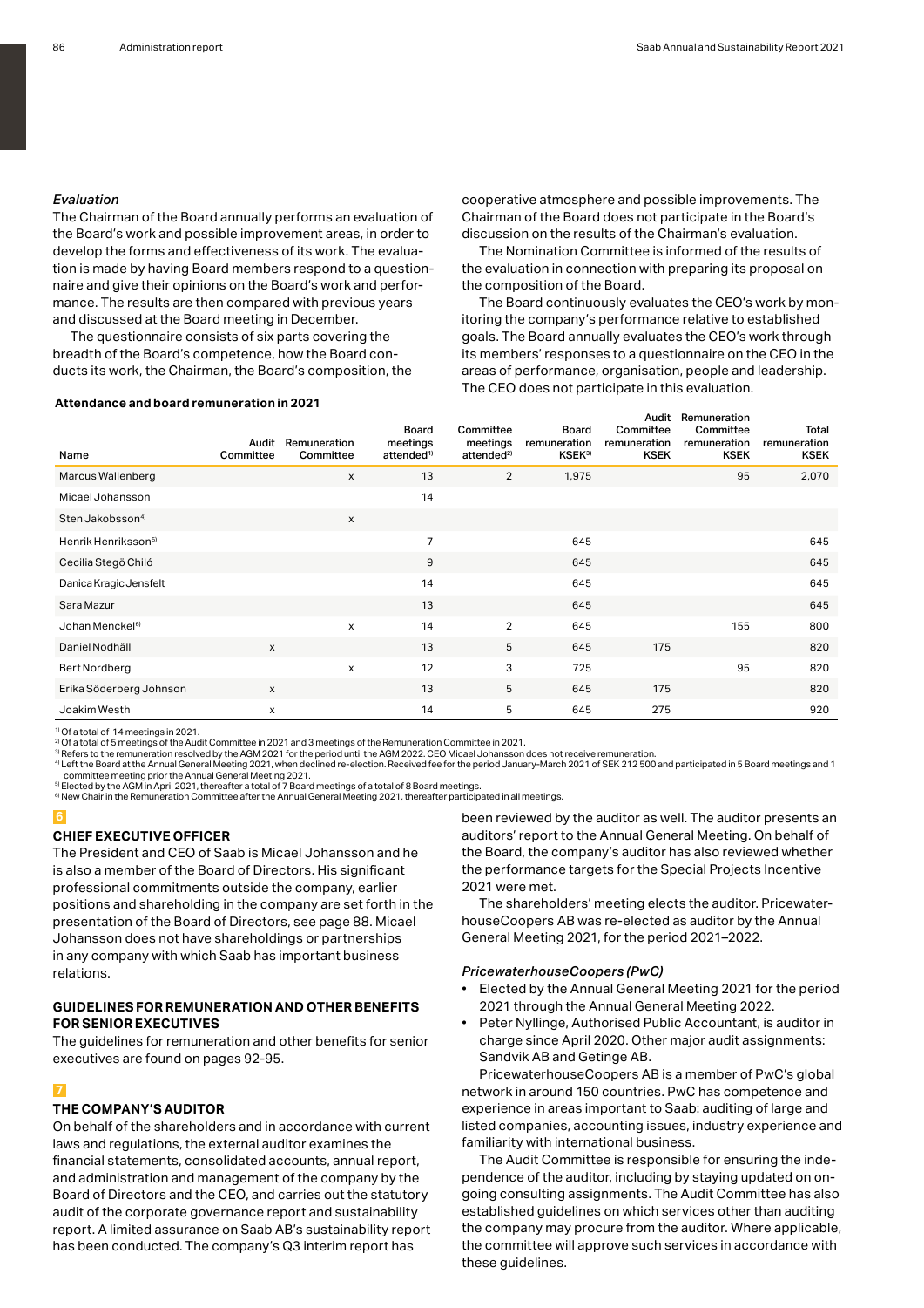### Evaluation

The Chairman of the Board annually performs an evaluation of the Board's work and possible improvement areas, in order to develop the forms and effectiveness of its work. The evaluation is made by having Board members respond to a questionnaire and give their opinions on the Board's work and performance. The results are then compared with previous years and discussed at the Board meeting in December.

The questionnaire consists of six parts covering the breadth of the Board's competence, how the Board conducts its work, the Chairman, the Board's composition, the cooperative atmosphere and possible improvements. The Chairman of the Board does not participate in the Board's discussion on the results of the Chairman's evaluation.

The Nomination Committee is informed of the results of the evaluation in connection with preparing its proposal on the composition of the Board.

The Board continuously evaluates the CEO's work by monitoring the company's performance relative to established goals. The Board annually evaluates the CEO's work through its members' responses to a questionnaire on the CEO in the areas of performance, organisation, people and leadership. The CEO does not participate in this evaluation.

**Attendance and board remuneration in 2021**

| Name | Audit Committee | Remuneration Committee | Board meetings attended[1] | Committee meetings attended[2] | Board remuneration KSEK[3] | Audit Committee remuneration KSEK | Remuneration Committee remuneration KSEK | Total remuneration KSEK |
|---|---|---|---|---|---|---|---|---|
| Marcus Wallenberg | | x | 13 | 2 | 1,975 | | 95 | 2,070 |
| Micael Johansson | | | 14 | | | | | |
| Sten Jakobsson[4] | | x | | | | | | |
| Henrik Henriksson[5] | | | 7 | | 645 | | | 645 |
| Cecilia Stegö Chiló | | | 9 | | 645 | | | 645 |
| Danica Kragic Jensfelt | | | 14 | | 645 | | | 645 |
| Sara Mazur | | | 13 | | 645 | | | 645 |
| Johan Menckel[6] | | x | 14 | 2 | 645 | | 155 | 800 |
| Daniel Nodhäll | x | | 13 | 5 | 645 | 175 | | 820 |
| Bert Nordberg | | x | 12 | 3 | 725 | | 95 | 820 |
| Erika Söderberg Johnson | x | | 13 | 5 | 645 | 175 | | 820 |
| Joakim Westh | x | | 14 | 5 | 645 | 275 | | 920 |

[1] Of a total of 14 meetings in 2021.
[2] Of a total of 5 meetings of the Audit Committee in 2021 and 3 meetings of the Remuneration Committee in 2021.
[3] Refers to the remuneration resolved by the AGM 2021 for the period until the AGM 2022. CEO Micael Johansson does not receive remuneration.
[4] Left the Board at the Annual General Meeting 2021, when declined re-election. Received fee for the period January-March 2021 of SEK 212 500 and participated in 5 Board meetings and 1 committee meeting prior the Annual General Meeting 2021.
[5] Elected by the AGM in April 2021, thereafter a total of 7 Board meetings of a total of 8 Board meetings.
[6] New Chair in the Remuneration Committee after the Annual General Meeting 2021, thereafter participated in all meetings.

6

## CHIEF EXECUTIVE OFFICER

The President and CEO of Saab is Micael Johansson and he is also a member of the Board of Directors. His significant professional commitments outside the company, earlier positions and shareholding in the company are set forth in the presentation of the Board of Directors, see page 88. Micael Johansson does not have shareholdings or partnerships in any company with which Saab has important business relations.

## GUIDELINES FOR REMUNERATION AND OTHER BENEFITS FOR SENIOR EXECUTIVES

The guidelines for remuneration and other benefits for senior executives are found on pages 92-95.

7

## THE COMPANY'S AUDITOR

On behalf of the shareholders and in accordance with current laws and regulations, the external auditor examines the financial statements, consolidated accounts, annual report, and administration and management of the company by the Board of Directors and the CEO, and carries out the statutory audit of the corporate governance report and sustainability report. A limited assurance on Saab AB's sustainability report has been conducted. The company's Q3 interim report has been reviewed by the auditor as well. The auditor presents an auditors' report to the Annual General Meeting. On behalf of the Board, the company's auditor has also reviewed whether the performance targets for the Special Projects Incentive 2021 were met.

The shareholders' meeting elects the auditor. PricewaterhouseCoopers AB was re-elected as auditor by the Annual General Meeting 2021, for the period 2021–2022.

### PricewaterhouseCoopers (PwC)

- Elected by the Annual General Meeting 2021 for the period 2021 through the Annual General Meeting 2022.
- Peter Nyllinge, Authorised Public Accountant, is auditor in charge since April 2020. Other major audit assignments: Sandvik AB and Getinge AB.

PricewaterhouseCoopers AB is a member of PwC's global network in around 150 countries. PwC has competence and experience in areas important to Saab: auditing of large and listed companies, accounting issues, industry experience and familiarity with international business.

The Audit Committee is responsible for ensuring the independence of the auditor, including by staying updated on ongoing consulting assignments. The Audit Committee has also established guidelines on which services other than auditing the company may procure from the auditor. Where applicable, the committee will approve such services in accordance with these guidelines.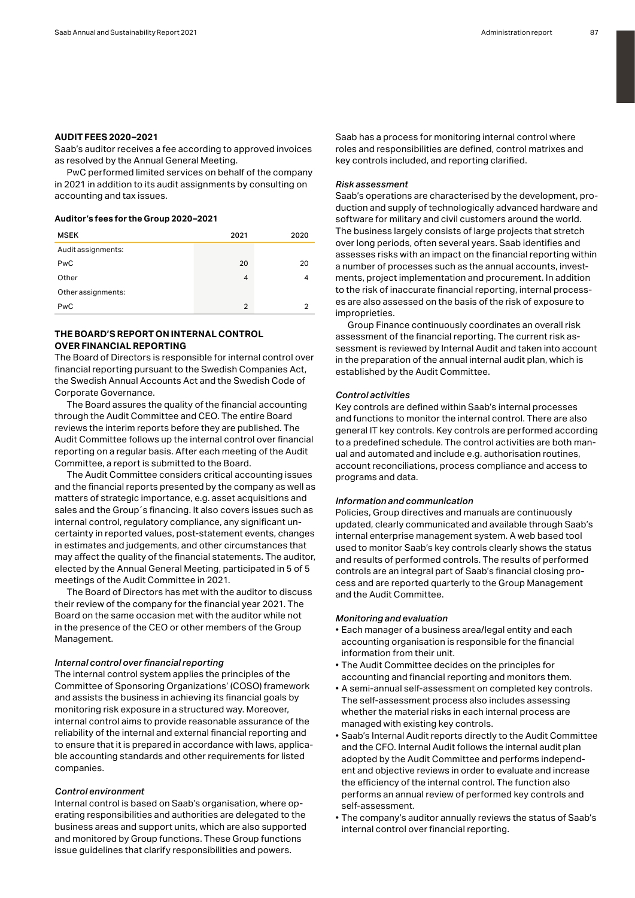## AUDIT FEES 2020–2021

Saab's auditor receives a fee according to approved invoices as resolved by the Annual General Meeting.

PwC performed limited services on behalf of the company in 2021 in addition to its audit assignments by consulting on accounting and tax issues.

**Auditor's fees for the Group 2020–2021**

| MSEK | 2021 | 2020 |
|---|---|---|
| Audit assignments: | | |
| PwC | 20 | 20 |
| Other | 4 | 4 |
| Other assignments: | | |
| PwC | 2 | 2 |

## THE BOARD'S REPORT ON INTERNAL CONTROL OVER FINANCIAL REPORTING

The Board of Directors is responsible for internal control over financial reporting pursuant to the Swedish Companies Act, the Swedish Annual Accounts Act and the Swedish Code of Corporate Governance.

The Board assures the quality of the financial accounting through the Audit Committee and CEO. The entire Board reviews the interim reports before they are published. The Audit Committee follows up the internal control over financial reporting on a regular basis. After each meeting of the Audit Committee, a report is submitted to the Board.

The Audit Committee considers critical accounting issues and the financial reports presented by the company as well as matters of strategic importance, e.g. asset acquisitions and sales and the Group´s financing. It also covers issues such as internal control, regulatory compliance, any significant uncertainty in reported values, post-statement events, changes in estimates and judgements, and other circumstances that may affect the quality of the financial statements. The auditor, elected by the Annual General Meeting, participated in 5 of 5 meetings of the Audit Committee in 2021.

The Board of Directors has met with the auditor to discuss their review of the company for the financial year 2021. The Board on the same occasion met with the auditor while not in the presence of the CEO or other members of the Group Management.

### *Internal control over financial reporting*

The internal control system applies the principles of the Committee of Sponsoring Organizations' (COSO) framework and assists the business in achieving its financial goals by monitoring risk exposure in a structured way. Moreover, internal control aims to provide reasonable assurance of the reliability of the internal and external financial reporting and to ensure that it is prepared in accordance with laws, applicable accounting standards and other requirements for listed companies.

### *Control environment*

Internal control is based on Saab's organisation, where operating responsibilities and authorities are delegated to the business areas and support units, which are also supported and monitored by Group functions. These Group functions issue guidelines that clarify responsibilities and powers.

Saab has a process for monitoring internal control where roles and responsibilities are defined, control matrixes and key controls included, and reporting clarified.

### *Risk assessment*

Saab's operations are characterised by the development, production and supply of technologically advanced hardware and software for military and civil customers around the world. The business largely consists of large projects that stretch over long periods, often several years. Saab identifies and assesses risks with an impact on the financial reporting within a number of processes such as the annual accounts, investments, project implementation and procurement. In addition to the risk of inaccurate financial reporting, internal processes are also assessed on the basis of the risk of exposure to improprieties.

Group Finance continuously coordinates an overall risk assessment of the financial reporting. The current risk assessment is reviewed by Internal Audit and taken into account in the preparation of the annual internal audit plan, which is established by the Audit Committee.

### *Control activities*

Key controls are defined within Saab's internal processes and functions to monitor the internal control. There are also general IT key controls. Key controls are performed according to a predefined schedule. The control activities are both manual and automated and include e.g. authorisation routines, account reconciliations, process compliance and access to programs and data.

### *Information and communication*

Policies, Group directives and manuals are continuously updated, clearly communicated and available through Saab's internal enterprise management system. A web based tool used to monitor Saab's key controls clearly shows the status and results of performed controls. The results of performed controls are an integral part of Saab's financial closing process and are reported quarterly to the Group Management and the Audit Committee.

### *Monitoring and evaluation*

- Each manager of a business area/legal entity and each accounting organisation is responsible for the financial information from their unit.
- The Audit Committee decides on the principles for accounting and financial reporting and monitors them.
- A semi-annual self-assessment on completed key controls. The self-assessment process also includes assessing whether the material risks in each internal process are managed with existing key controls.
- Saab's Internal Audit reports directly to the Audit Committee and the CFO. Internal Audit follows the internal audit plan adopted by the Audit Committee and performs independent and objective reviews in order to evaluate and increase the efficiency of the internal control. The function also performs an annual review of performed key controls and self-assessment.
- The company's auditor annually reviews the status of Saab's internal control over financial reporting.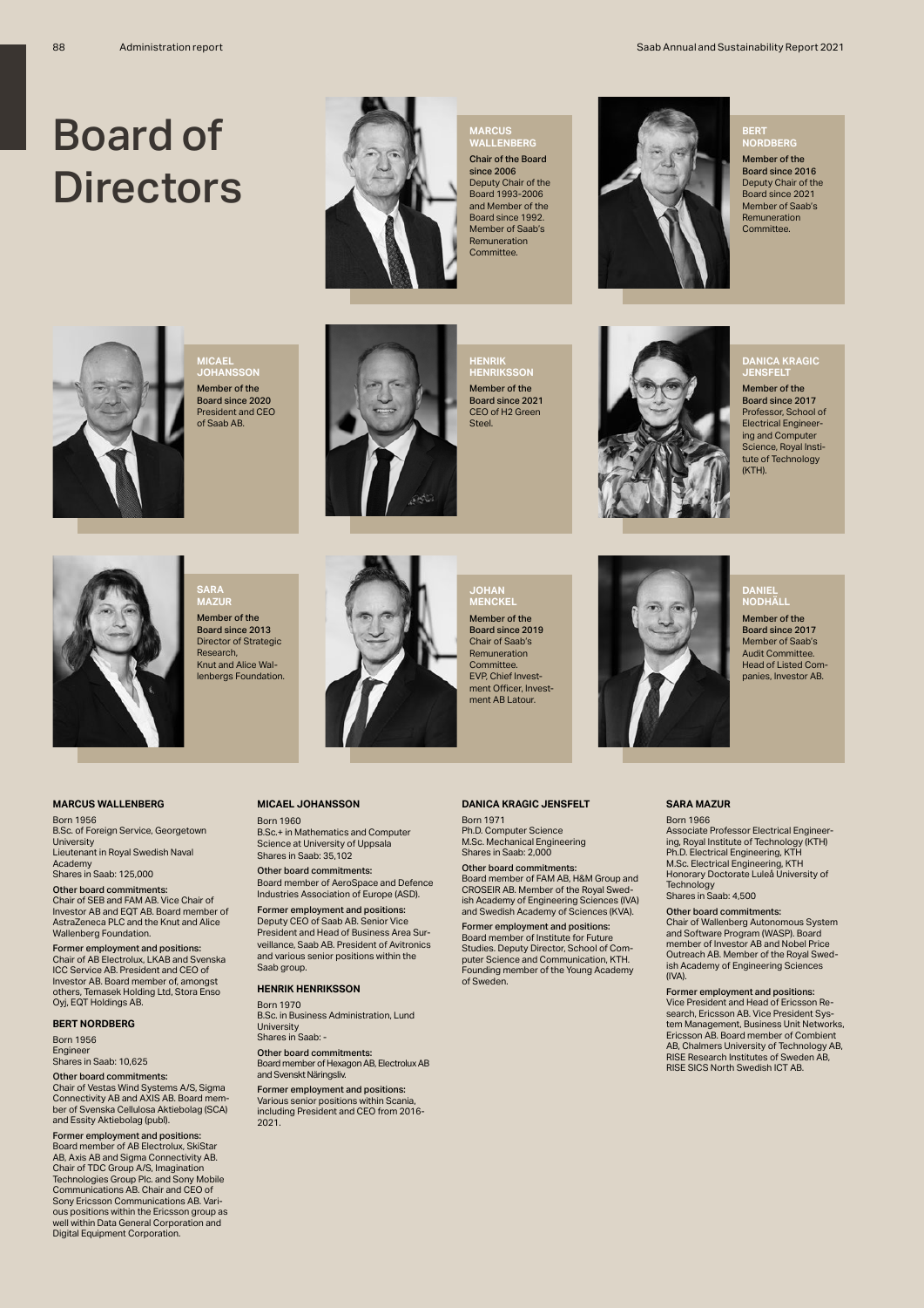# Board of Directors

**MARCUS WALLENBERG**
**Chair of the Board since 2006**
Deputy Chair of the Board 1993-2006 and Member of the Board since 1992. Member of Saab's Remuneration Committee.

**BERT NORDBERG**
**Member of the Board since 2016**
Deputy Chair of the Board since 2021
Member of Saab's Remuneration Committee.

**MICAEL JOHANSSON**
**Member of the Board since 2020**
President and CEO of Saab AB.

**HENRIK HENRIKSSON**
**Member of the Board since 2021**
CEO of H2 Green Steel.

**DANICA KRAGIC JENSFELT**
**Member of the Board since 2017**
Professor, School of Electrical Engineering and Computer Science, Royal Institute of Technology (KTH).

**SARA MAZUR**
**Member of the Board since 2013**
Director of Strategic Research, Knut and Alice Wallenbergs Foundation.

**JOHAN MENCKEL**
**Member of the Board since 2019**
Chair of Saab's Remuneration Committee.
EVP, Chief Investment Officer, Investment AB Latour.

**DANIEL NODHÄLL**
**Member of the Board since 2017**
Member of Saab's Audit Committee.
Head of Listed Companies, Investor AB.

### MARCUS WALLENBERG

Born 1956
B.Sc. of Foreign Service, Georgetown University
Lieutenant in Royal Swedish Naval Academy
Shares in Saab: 125,000

**Other board commitments:**
Chair of SEB and FAM AB. Vice Chair of Investor AB and EQT AB. Board member of AstraZeneca PLC and the Knut and Alice Wallenberg Foundation.

**Former employment and positions:**
Chair of AB Electrolux, LKAB and Svenska ICC Service AB. President and CEO of Investor AB. Board member of, amongst others, Temasek Holding Ltd, Stora Enso Oyj, EQT Holdings AB.

### BERT NORDBERG

Born 1956
Engineer
Shares in Saab: 10,625

**Other board commitments:**
Chair of Vestas Wind Systems A/S, Sigma Connectivity AB and AXIS AB. Board member of Svenska Cellulosa Aktiebolag (SCA) and Essity Aktiebolag (publ).

**Former employment and positions:**
Board member of AB Electrolux, SkiStar AB, Axis AB and Sigma Connectivity AB. Chair of TDC Group A/S, Imagination Technologies Group Plc. and Sony Mobile Communications AB. Chair and CEO of Sony Ericsson Communications AB. Various positions within the Ericsson group as well within Data General Corporation and Digital Equipment Corporation.

### MICAEL JOHANSSON

Born 1960
B.Sc.+ in Mathematics and Computer Science at University of Uppsala
Shares in Saab: 35,102

**Other board commitments:**
Board member of AeroSpace and Defence Industries Association of Europe (ASD).

**Former employment and positions:**
Deputy CEO of Saab AB. Senior Vice President and Head of Business Area Surveillance, Saab AB. President of Avitronics and various senior positions within the Saab group.

### HENRIK HENRIKSSON

Born 1970
B.Sc. in Business Administration, Lund University
Shares in Saab: -

**Other board commitments:**
Board member of Hexagon AB, Electrolux AB and Svenskt Näringsliv.

**Former employment and positions:**
Various senior positions within Scania, including President and CEO from 2016-2021.

### DANICA KRAGIC JENSFELT

Born 1971
Ph.D. Computer Science
M.Sc. Mechanical Engineering
Shares in Saab: 2,000

**Other board commitments:**
Board member of FAM AB, H&M Group and CROSEIR AB. Member of the Royal Swedish Academy of Engineering Sciences (IVA) and Swedish Academy of Sciences (KVA).

**Former employment and positions:**
Board member of Institute for Future Studies. Deputy Director, School of Computer Science and Communication, KTH. Founding member of the Young Academy of Sweden.

### SARA MAZUR

Born 1966
Associate Professor Electrical Engineering, Royal Institute of Technology (KTH)
Ph.D. Electrical Engineering, KTH
M.Sc. Electrical Engineering, KTH
Honorary Doctorate Luleå University of Technology
Shares in Saab: 4,500

**Other board commitments:**
Chair of Wallenberg Autonomous System and Software Program (WASP). Board member of Investor AB and Nobel Price Outreach AB. Member of the Royal Swedish Academy of Engineering Sciences (IVA).

**Former employment and positions:**
Vice President and Head of Ericsson Research, Ericsson AB. Vice President System Management, Business Unit Networks, Ericsson AB. Board member of Combient AB, Chalmers University of Technology AB, RISE Research Institutes of Sweden AB, RISE SICS North Swedish ICT AB.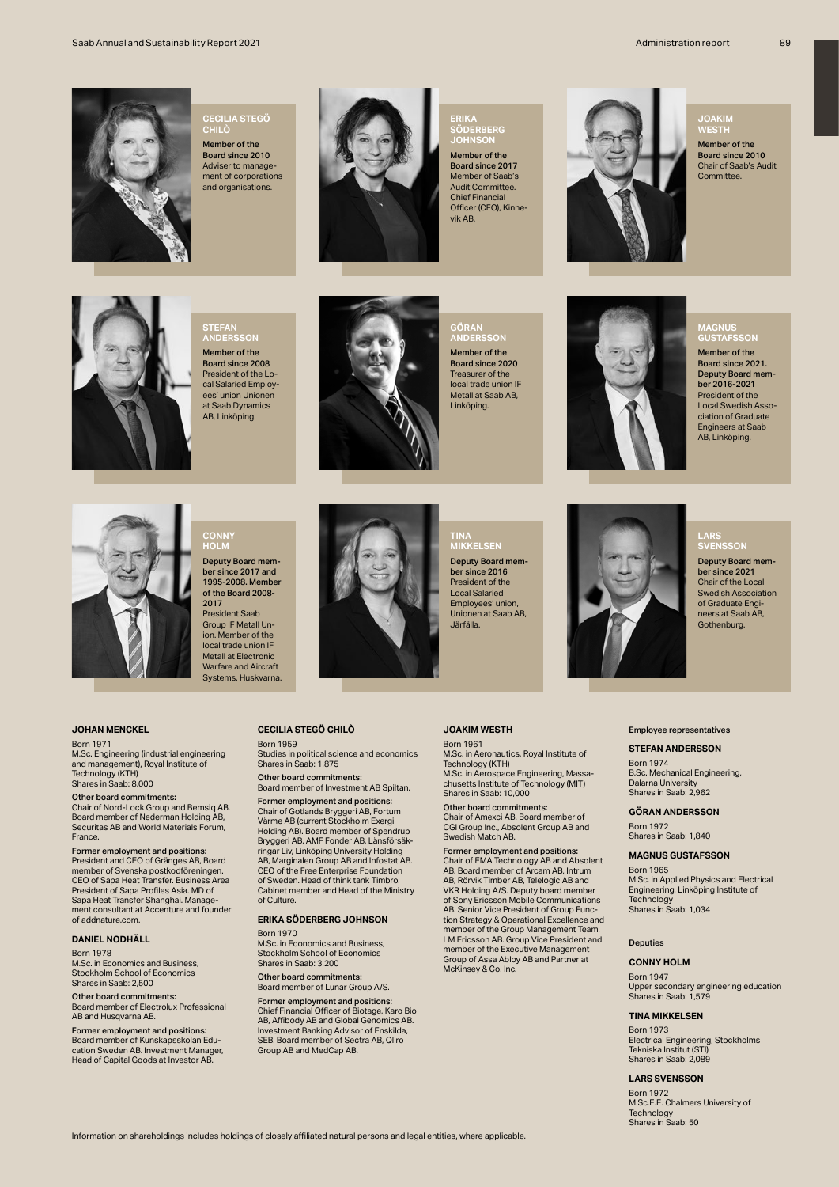**CECILIA STEGÖ CHILÒ**

**Member of the Board since 2010**
Adviser to management of corporations and organisations.

**ERIKA SÖDERBERG JOHNSON**

**Member of the Board since 2017**
Member of Saab's Audit Committee. Chief Financial Officer (CFO), Kinnevik AB.

**JOAKIM WESTH**

**Member of the Board since 2010**
Chair of Saab's Audit Committee.

**STEFAN ANDERSSON**

**Member of the Board since 2008**
President of the Local Salaried Employees' union Unionen at Saab Dynamics AB, Linköping.

**GÖRAN ANDERSSON**

**Member of the Board since 2020**
Treasurer of the local trade union IF Metall at Saab AB, Linköping.

**MAGNUS GUSTAFSSON**

**Member of the Board since 2021. Deputy Board member 2016-2021**
President of the Local Swedish Association of Graduate Engineers at Saab AB, Linköping.

**CONNY HOLM**

**Deputy Board member since 2017 and 1995-2008. Member of the Board 2008-2017**
President Saab Group IF Metall Union. Member of the local trade union IF Metall at Electronic Warfare and Aircraft Systems, Huskvarna.

**TINA MIKKELSEN**

**Deputy Board member since 2016**
President of the Local Salaried Employees' union, Unionen at Saab AB, Järfälla.

**LARS SVENSSON**

**Deputy Board member since 2021**
Chair of the Local Swedish Association of Graduate Engineers at Saab AB, Gothenburg.

### JOHAN MENCKEL

Born 1971
M.Sc. Engineering (industrial engineering and management), Royal Institute of Technology (KTH)
Shares in Saab: 8,000

**Other board commitments:**
Chair of Nord-Lock Group and Bemsiq AB. Board member of Nederman Holding AB, Securitas AB and World Materials Forum, France.

**Former employment and positions:**
President and CEO of Gränges AB, Board member of Svenska postkodföreningen. CEO of Sapa Heat Transfer. Business Area President of Sapa Profiles Asia. MD of Sapa Heat Transfer Shanghai. Management consultant at Accenture and founder of addnature.com.

### DANIEL NODHÄLL

Born 1978
M.Sc. in Economics and Business, Stockholm School of Economics
Shares in Saab: 2,500

**Other board commitments:**
Board member of Electrolux Professional AB and Husqvarna AB.

**Former employment and positions:**
Board member of Kunskapsskolan Education Sweden AB. Investment Manager, Head of Capital Goods at Investor AB.

### CECILIA STEGÖ CHILÒ

Born 1959
Studies in political science and economics
Shares in Saab: 1,875

**Other board commitments:**
Board member of Investment AB Spiltan.

**Former employment and positions:**
Chair of Gotlands Bryggeri AB, Fortum Värme AB (current Stockholm Exergi Holding AB). Board member of Spendrup Bryggeri AB, AMF Fonder AB, Länsförsäkringar Liv, Linköping University Holding AB, Marginalen Group AB and Infostat AB. CEO of the Free Enterprise Foundation of Sweden. Head of think tank Timbro. Cabinet member and Head of the Ministry of Culture.

### ERIKA SÖDERBERG JOHNSON

Born 1970
M.Sc. in Economics and Business, Stockholm School of Economics
Shares in Saab: 3,200

**Other board commitments:**
Board member of Lunar Group A/S.

**Former employment and positions:**
Chief Financial Officer of Biotage, Karo Bio AB, Affibody AB and Global Genomics AB. Investment Banking Advisor of Enskilda, SEB. Board member of Sectra AB, Qliro Group AB and MedCap AB.

### JOAKIM WESTH

Born 1961
M.Sc. in Aeronautics, Royal Institute of Technology (KTH)
M.Sc. in Aerospace Engineering, Massachusetts Institute of Technology (MIT)
Shares in Saab: 10,000

**Other board commitments:**
Chair of Amexci AB. Board member of CGI Group Inc., Absolent Group AB and Swedish Match AB.

**Former employment and positions:**
Chair of EMA Technology AB and Absolent AB. Board member of Arcam AB, Intrum AB, Rörvik Timber AB, Telelogic AB and VKR Holding A/S. Deputy board member of Sony Ericsson Mobile Communications AB. Senior Vice President of Group Function Strategy & Operational Excellence and member of the Group Management Team, LM Ericsson AB. Group Vice President and member of the Executive Management Group of Assa Abloy AB and Partner at McKinsey & Co. Inc.

Employee representatives

### STEFAN ANDERSSON

Born 1974
B.Sc. Mechanical Engineering, Dalarna University
Shares in Saab: 2,962

### GÖRAN ANDERSSON

Born 1972
Shares in Saab: 1,840

### MAGNUS GUSTAFSSON

Born 1965
M.Sc. in Applied Physics and Electrical Engineering, Linköping Institute of Technology
Shares in Saab: 1,034

Deputies

### CONNY HOLM

Born 1947
Upper secondary engineering education
Shares in Saab: 1,579

### TINA MIKKELSEN

Born 1973
Electrical Engineering, Stockholms Tekniska Institut (STI)
Shares in Saab: 2,089

### LARS SVENSSON

Born 1972
M.Sc.E.E. Chalmers University of Technology
Shares in Saab: 50

Information on shareholdings includes holdings of closely affiliated natural persons and legal entities, where applicable.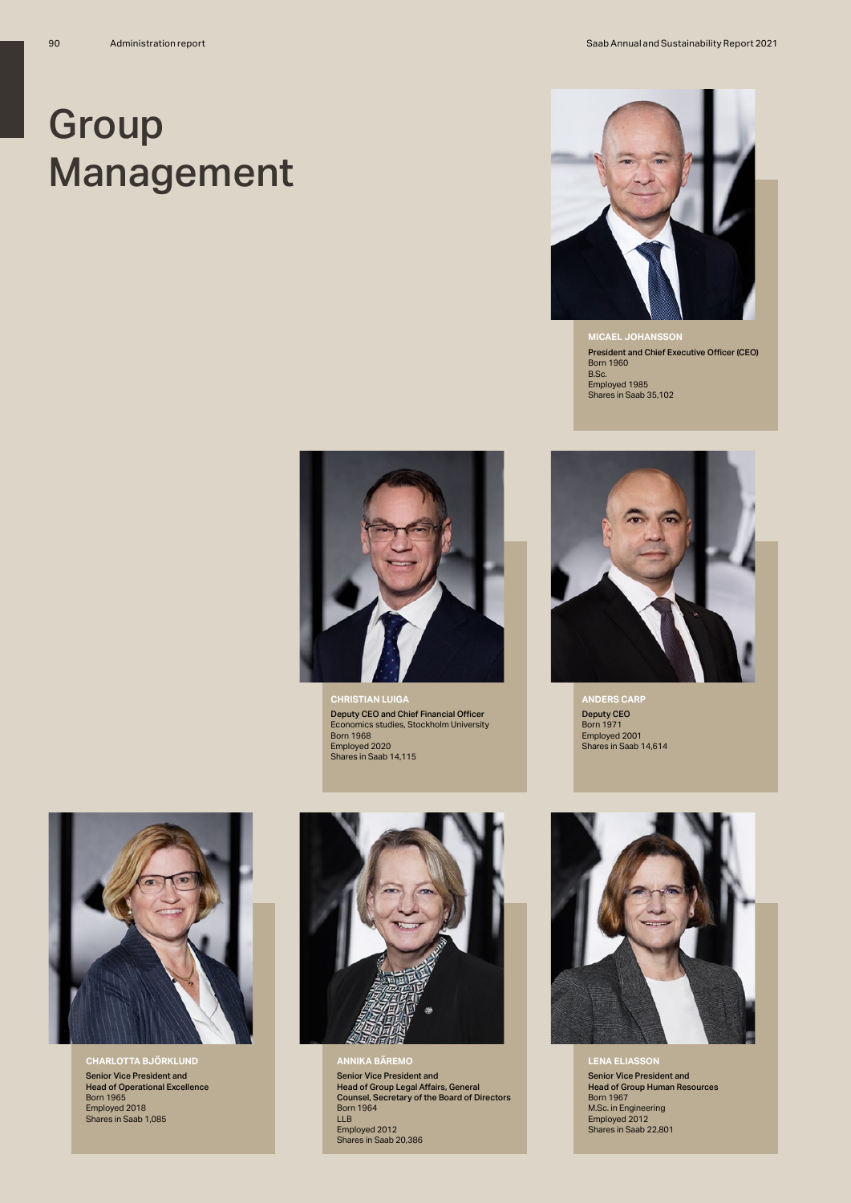# Group Management

**MICAEL JOHANSSON**

**President and Chief Executive Officer (CEO)**
Born 1960
B.Sc.
Employed 1985
Shares in Saab 35,102

**CHRISTIAN LUIGA**

**Deputy CEO and Chief Financial Officer**
Economics studies, Stockholm University
Born 1968
Employed 2020
Shares in Saab 14,115

**ANDERS CARP**

**Deputy CEO**
Born 1971
Employed 2001
Shares in Saab 14,614

**CHARLOTTA BJÖRKLUND**

**Senior Vice President and Head of Operational Excellence**
Born 1965
Employed 2018
Shares in Saab 1,085

**ANNIKA BÄREMO**

**Senior Vice President and Head of Group Legal Affairs, General Counsel, Secretary of the Board of Directors**
Born 1964
LLB
Employed 2012
Shares in Saab 20,386

**LENA ELIASSON**

**Senior Vice President and Head of Group Human Resources**
Born 1967
M.Sc. in Engineering
Employed 2012
Shares in Saab 22,801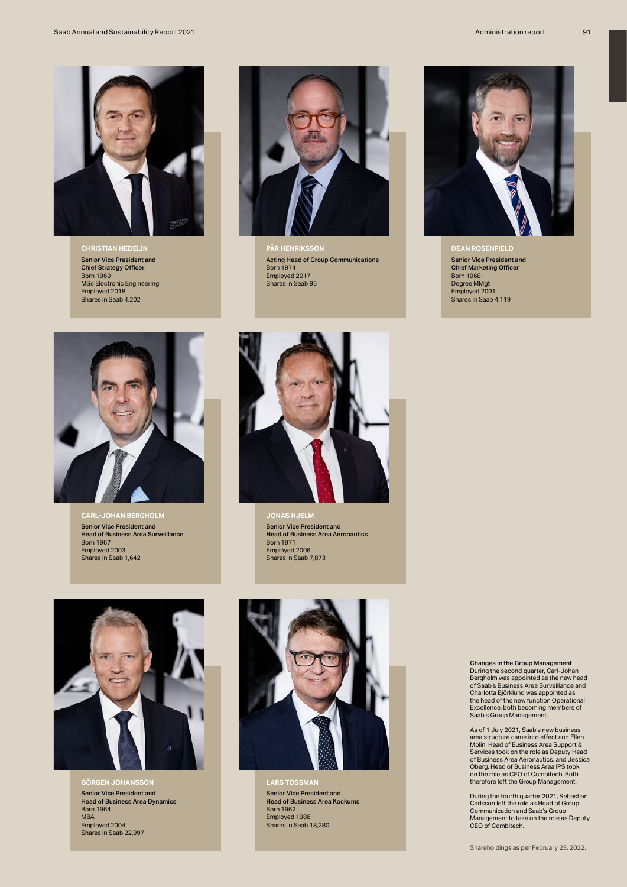**CHRISTIAN HEDELIN**

**Senior Vice President and Chief Strategy Officer**
Born 1969
MSc Electronic Engineering
Employed 2018
Shares in Saab 4,202

**PÄR HENRIKSSON**

**Acting Head of Group Communications**
Born 1974
Employed 2017
Shares in Saab 95

**DEAN ROSENFIELD**

**Senior Vice President and Chief Marketing Officer**
Born 1968
Degree MMgt
Employed 2001
Shares in Saab 4,119

**CARL-JOHAN BERGHOLM**

**Senior Vice President and Head of Business Area Surveillance**
Born 1967
Employed 2003
Shares in Saab 1,642

**JONAS HJELM**

**Senior Vice President and Head of Business Area Aeronautics**
Born 1971
Employed 2006
Shares in Saab 7,873

**GÖRGEN JOHANSSON**

**Senior Vice President and Head of Business Area Dynamics**
Born 1964
MBA
Employed 2004
Shares in Saab 22,997

**LARS TOSSMAN**

**Senior Vice President and Head of Business Area Kockums**
Born 1962
Employed 1986
Shares in Saab 18,280

**Changes in the Group Management**

During the second quarter, Carl-Johan Bergholm was appointed as the new head of Saab's Business Area Surveillance and Charlotta Björklund was appointed as the head of the new function Operational Excellence, both becoming members of Saab's Group Management.

As of 1 July 2021, Saab's new business area structure came into effect and Ellen Molin, Head of Business Area Support & Services took on the role as Deputy Head of Business Area Aeronautics, and Jessica Öberg, Head of Business Area IPS took on the role as CEO of Combitech. Both therefore left the Group Management.

During the fourth quarter 2021, Sebastian Carlsson left the role as Head of Group Communication and Saab's Group Management to take on the role as Deputy CEO of Combitech.

Shareholdings as per February 23, 2022.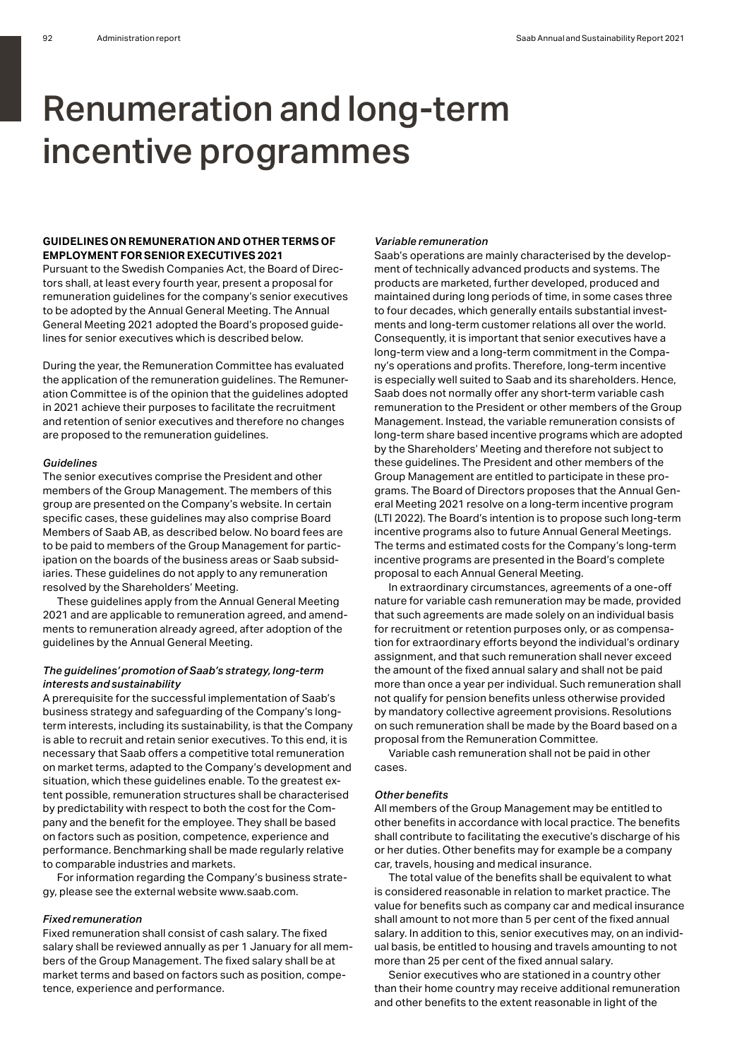# Renumeration and long-term incentive programmes

**GUIDELINES ON REMUNERATION AND OTHER TERMS OF EMPLOYMENT FOR SENIOR EXECUTIVES 2021**

Pursuant to the Swedish Companies Act, the Board of Directors shall, at least every fourth year, present a proposal for remuneration guidelines for the company's senior executives to be adopted by the Annual General Meeting. The Annual General Meeting 2021 adopted the Board's proposed guidelines for senior executives which is described below.

During the year, the Remuneration Committee has evaluated the application of the remuneration guidelines. The Remuneration Committee is of the opinion that the guidelines adopted in 2021 achieve their purposes to facilitate the recruitment and retention of senior executives and therefore no changes are proposed to the remuneration guidelines.

*Guidelines*

The senior executives comprise the President and other members of the Group Management. The members of this group are presented on the Company's website. In certain specific cases, these guidelines may also comprise Board Members of Saab AB, as described below. No board fees are to be paid to members of the Group Management for participation on the boards of the business areas or Saab subsidiaries. These guidelines do not apply to any remuneration resolved by the Shareholders' Meeting.

These guidelines apply from the Annual General Meeting 2021 and are applicable to remuneration agreed, and amendments to remuneration already agreed, after adoption of the guidelines by the Annual General Meeting.

*The guidelines' promotion of Saab's strategy, long-term interests and sustainability*

A prerequisite for the successful implementation of Saab's business strategy and safeguarding of the Company's long-term interests, including its sustainability, is that the Company is able to recruit and retain senior executives. To this end, it is necessary that Saab offers a competitive total remuneration on market terms, adapted to the Company's development and situation, which these guidelines enable. To the greatest extent possible, remuneration structures shall be characterised by predictability with respect to both the cost for the Company and the benefit for the employee. They shall be based on factors such as position, competence, experience and performance. Benchmarking shall be made regularly relative to comparable industries and markets.

For information regarding the Company's business strategy, please see the external website www.saab.com.

*Fixed remuneration*

Fixed remuneration shall consist of cash salary. The fixed salary shall be reviewed annually as per 1 January for all members of the Group Management. The fixed salary shall be at market terms and based on factors such as position, competence, experience and performance.

*Variable remuneration*

Saab's operations are mainly characterised by the development of technically advanced products and systems. The products are marketed, further developed, produced and maintained during long periods of time, in some cases three to four decades, which generally entails substantial investments and long-term customer relations all over the world. Consequently, it is important that senior executives have a long-term view and a long-term commitment in the Company's operations and profits. Therefore, long-term incentive is especially well suited to Saab and its shareholders. Hence, Saab does not normally offer any short-term variable cash remuneration to the President or other members of the Group Management. Instead, the variable remuneration consists of long-term share based incentive programs which are adopted by the Shareholders' Meeting and therefore not subject to these guidelines. The President and other members of the Group Management are entitled to participate in these programs. The Board of Directors proposes that the Annual General Meeting 2021 resolve on a long-term incentive program (LTI 2022). The Board's intention is to propose such long-term incentive programs also to future Annual General Meetings. The terms and estimated costs for the Company's long-term incentive programs are presented in the Board's complete proposal to each Annual General Meeting.

In extraordinary circumstances, agreements of a one-off nature for variable cash remuneration may be made, provided that such agreements are made solely on an individual basis for recruitment or retention purposes only, or as compensation for extraordinary efforts beyond the individual's ordinary assignment, and that such remuneration shall never exceed the amount of the fixed annual salary and shall not be paid more than once a year per individual. Such remuneration shall not qualify for pension benefits unless otherwise provided by mandatory collective agreement provisions. Resolutions on such remuneration shall be made by the Board based on a proposal from the Remuneration Committee.

Variable cash remuneration shall not be paid in other cases.

*Other benefits*

All members of the Group Management may be entitled to other benefits in accordance with local practice. The benefits shall contribute to facilitating the executive's discharge of his or her duties. Other benefits may for example be a company car, travels, housing and medical insurance.

The total value of the benefits shall be equivalent to what is considered reasonable in relation to market practice. The value for benefits such as company car and medical insurance shall amount to not more than 5 per cent of the fixed annual salary. In addition to this, senior executives may, on an individual basis, be entitled to housing and travels amounting to not more than 25 per cent of the fixed annual salary.

Senior executives who are stationed in a country other than their home country may receive additional remuneration and other benefits to the extent reasonable in light of the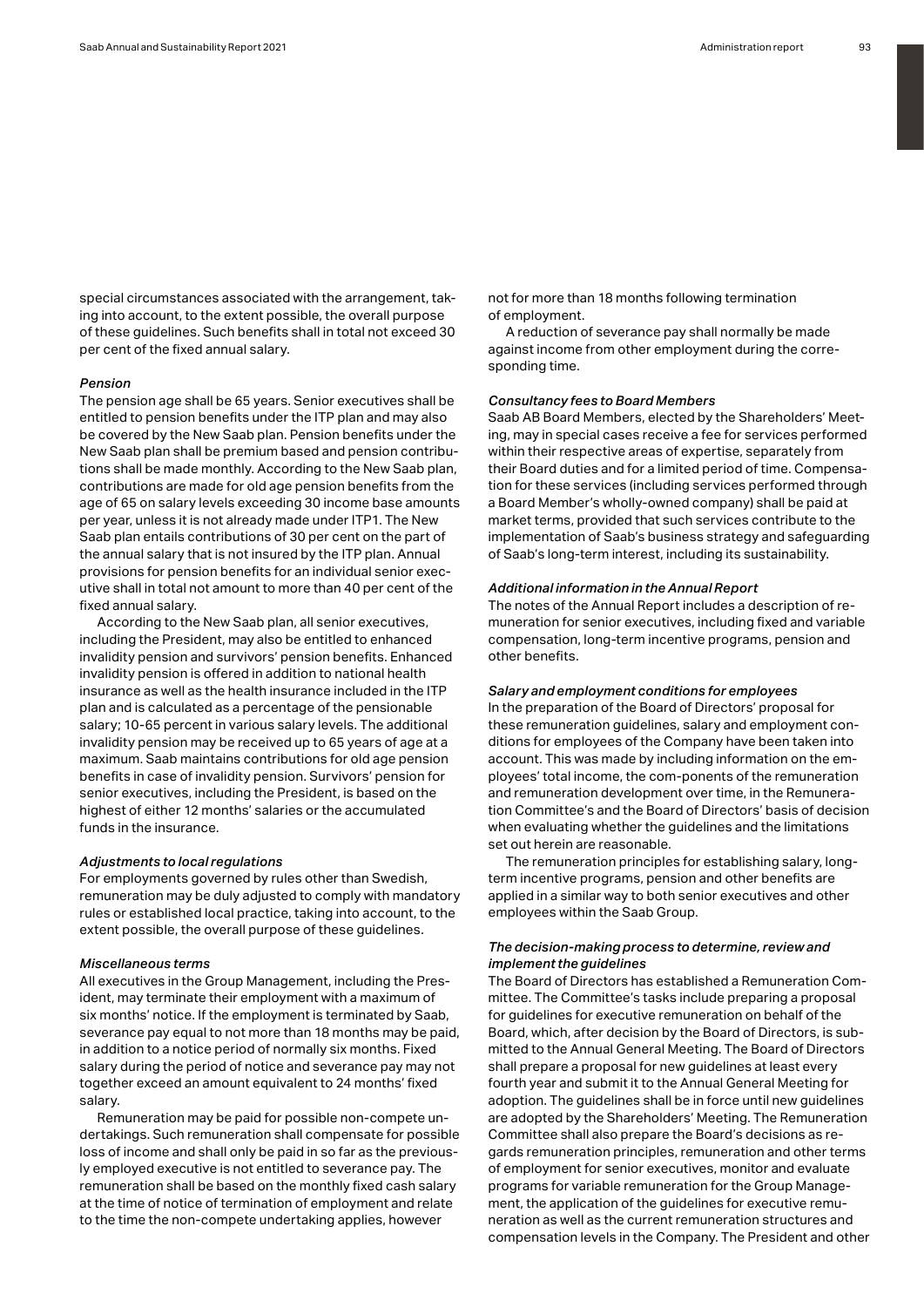special circumstances associated with the arrangement, taking into account, to the extent possible, the overall purpose of these guidelines. Such benefits shall in total not exceed 30 per cent of the fixed annual salary.

*Pension*

The pension age shall be 65 years. Senior executives shall be entitled to pension benefits under the ITP plan and may also be covered by the New Saab plan. Pension benefits under the New Saab plan shall be premium based and pension contributions shall be made monthly. According to the New Saab plan, contributions are made for old age pension benefits from the age of 65 on salary levels exceeding 30 income base amounts per year, unless it is not already made under ITP1. The New Saab plan entails contributions of 30 per cent on the part of the annual salary that is not insured by the ITP plan. Annual provisions for pension benefits for an individual senior executive shall in total not amount to more than 40 per cent of the fixed annual salary.

According to the New Saab plan, all senior executives, including the President, may also be entitled to enhanced invalidity pension and survivors' pension benefits. Enhanced invalidity pension is offered in addition to national health insurance as well as the health insurance included in the ITP plan and is calculated as a percentage of the pensionable salary; 10-65 percent in various salary levels. The additional invalidity pension may be received up to 65 years of age at a maximum. Saab maintains contributions for old age pension benefits in case of invalidity pension. Survivors' pension for senior executives, including the President, is based on the highest of either 12 months' salaries or the accumulated funds in the insurance.

*Adjustments to local regulations*

For employments governed by rules other than Swedish, remuneration may be duly adjusted to comply with mandatory rules or established local practice, taking into account, to the extent possible, the overall purpose of these guidelines.

*Miscellaneous terms*

All executives in the Group Management, including the President, may terminate their employment with a maximum of six months' notice. If the employment is terminated by Saab, severance pay equal to not more than 18 months may be paid, in addition to a notice period of normally six months. Fixed salary during the period of notice and severance pay may not together exceed an amount equivalent to 24 months' fixed salary.

Remuneration may be paid for possible non-compete undertakings. Such remuneration shall compensate for possible loss of income and shall only be paid in so far as the previously employed executive is not entitled to severance pay. The remuneration shall be based on the monthly fixed cash salary at the time of notice of termination of employment and relate to the time the non-compete undertaking applies, however not for more than 18 months following termination of employment.

A reduction of severance pay shall normally be made against income from other employment during the corresponding time.

*Consultancy fees to Board Members*

Saab AB Board Members, elected by the Shareholders' Meeting, may in special cases receive a fee for services performed within their respective areas of expertise, separately from their Board duties and for a limited period of time. Compensation for these services (including services performed through a Board Member's wholly-owned company) shall be paid at market terms, provided that such services contribute to the implementation of Saab's business strategy and safeguarding of Saab's long-term interest, including its sustainability.

*Additional information in the Annual Report*

The notes of the Annual Report includes a description of remuneration for senior executives, including fixed and variable compensation, long-term incentive programs, pension and other benefits.

*Salary and employment conditions for employees*

In the preparation of the Board of Directors' proposal for these remuneration guidelines, salary and employment conditions for employees of the Company have been taken into account. This was made by including information on the employees' total income, the com-ponents of the remuneration and remuneration development over time, in the Remuneration Committee's and the Board of Directors' basis of decision when evaluating whether the guidelines and the limitations set out herein are reasonable.

The remuneration principles for establishing salary, long-term incentive programs, pension and other benefits are applied in a similar way to both senior executives and other employees within the Saab Group.

*The decision-making process to determine, review and implement the guidelines*

The Board of Directors has established a Remuneration Committee. The Committee's tasks include preparing a proposal for guidelines for executive remuneration on behalf of the Board, which, after decision by the Board of Directors, is submitted to the Annual General Meeting. The Board of Directors shall prepare a proposal for new guidelines at least every fourth year and submit it to the Annual General Meeting for adoption. The guidelines shall be in force until new guidelines are adopted by the Shareholders' Meeting. The Remuneration Committee shall also prepare the Board's decisions as regards remuneration principles, remuneration and other terms of employment for senior executives, monitor and evaluate programs for variable remuneration for the Group Management, the application of the guidelines for executive remuneration as well as the current remuneration structures and compensation levels in the Company. The President and other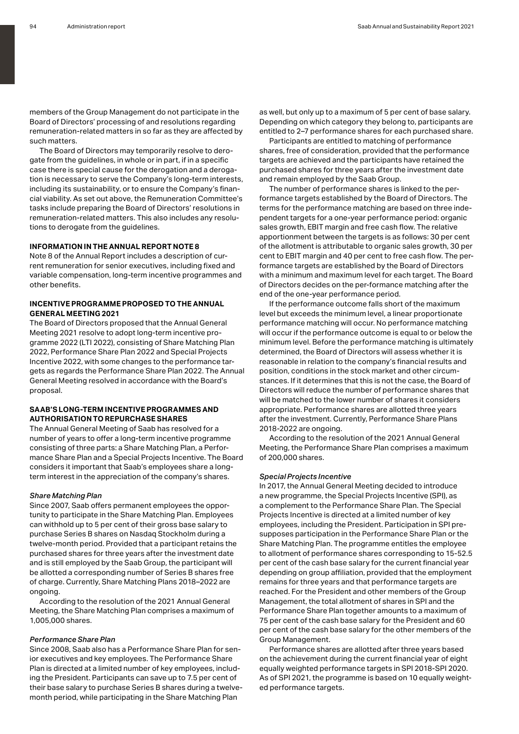members of the Group Management do not participate in the Board of Directors' processing of and resolutions regarding remuneration-related matters in so far as they are affected by such matters.

The Board of Directors may temporarily resolve to derogate from the guidelines, in whole or in part, if in a specific case there is special cause for the derogation and a derogation is necessary to serve the Company's long-term interests, including its sustainability, or to ensure the Company's financial viability. As set out above, the Remuneration Committee's tasks include preparing the Board of Directors' resolutions in remuneration-related matters. This also includes any resolutions to derogate from the guidelines.

#### INFORMATION IN THE ANNUAL REPORT NOTE 8

Note 8 of the Annual Report includes a description of current remuneration for senior executives, including fixed and variable compensation, long-term incentive programmes and other benefits.

#### INCENTIVE PROGRAMME PROPOSED TO THE ANNUAL GENERAL MEETING 2021

The Board of Directors proposed that the Annual General Meeting 2021 resolve to adopt long-term incentive programme 2022 (LTI 2022), consisting of Share Matching Plan 2022, Performance Share Plan 2022 and Special Projects Incentive 2022, with some changes to the performance targets as regards the Performance Share Plan 2022. The Annual General Meeting resolved in accordance with the Board's proposal.

#### SAAB'S LONG-TERM INCENTIVE PROGRAMMES AND AUTHORISATION TO REPURCHASE SHARES

The Annual General Meeting of Saab has resolved for a number of years to offer a long-term incentive programme consisting of three parts: a Share Matching Plan, a Performance Share Plan and a Special Projects Incentive. The Board considers it important that Saab's employees share a long-term interest in the appreciation of the company's shares.

*Share Matching Plan*

Since 2007, Saab offers permanent employees the opportunity to participate in the Share Matching Plan. Employees can withhold up to 5 per cent of their gross base salary to purchase Series B shares on Nasdaq Stockholm during a twelve-month period. Provided that a participant retains the purchased shares for three years after the investment date and is still employed by the Saab Group, the participant will be allotted a corresponding number of Series B shares free of charge. Currently, Share Matching Plans 2018–2022 are ongoing.

According to the resolution of the 2021 Annual General Meeting, the Share Matching Plan comprises a maximum of 1,005,000 shares.

*Performance Share Plan*

Since 2008, Saab also has a Performance Share Plan for senior executives and key employees. The Performance Share Plan is directed at a limited number of key employees, including the President. Participants can save up to 7.5 per cent of their base salary to purchase Series B shares during a twelve-month period, while participating in the Share Matching Plan as well, but only up to a maximum of 5 per cent of base salary. Depending on which category they belong to, participants are entitled to 2–7 performance shares for each purchased share.

Participants are entitled to matching of performance shares, free of consideration, provided that the performance targets are achieved and the participants have retained the purchased shares for three years after the investment date and remain employed by the Saab Group.

The number of performance shares is linked to the performance targets established by the Board of Directors. The terms for the performance matching are based on three independent targets for a one-year performance period: organic sales growth, EBIT margin and free cash flow. The relative apportionment between the targets is as follows: 30 per cent of the allotment is attributable to organic sales growth, 30 per cent to EBIT margin and 40 per cent to free cash flow. The performance targets are established by the Board of Directors with a minimum and maximum level for each target. The Board of Directors decides on the per-formance matching after the end of the one-year performance period.

If the performance outcome falls short of the maximum level but exceeds the minimum level, a linear proportionate performance matching will occur. No performance matching will occur if the performance outcome is equal to or below the minimum level. Before the performance matching is ultimately determined, the Board of Directors will assess whether it is reasonable in relation to the company's financial results and position, conditions in the stock market and other circumstances. If it determines that this is not the case, the Board of Directors will reduce the number of performance shares that will be matched to the lower number of shares it considers appropriate. Performance shares are allotted three years after the investment. Currently, Performance Share Plans 2018-2022 are ongoing.

According to the resolution of the 2021 Annual General Meeting, the Performance Share Plan comprises a maximum of 200,000 shares.

*Special Projects Incentive*

In 2017, the Annual General Meeting decided to introduce a new programme, the Special Projects Incentive (SPI), as a complement to the Performance Share Plan. The Special Projects Incentive is directed at a limited number of key employees, including the President. Participation in SPI presupposes participation in the Performance Share Plan or the Share Matching Plan. The programme entitles the employee to allotment of performance shares corresponding to 15-52.5 per cent of the cash base salary for the current financial year depending on group affiliation, provided that the employment remains for three years and that performance targets are reached. For the President and other members of the Group Management, the total allotment of shares in SPI and the Performance Share Plan together amounts to a maximum of 75 per cent of the cash base salary for the President and 60 per cent of the cash base salary for the other members of the Group Management.

Performance shares are allotted after three years based on the achievement during the current financial year of eight equally weighted performance targets in SPI 2018-SPI 2020. As of SPI 2021, the programme is based on 10 equally weighted performance targets.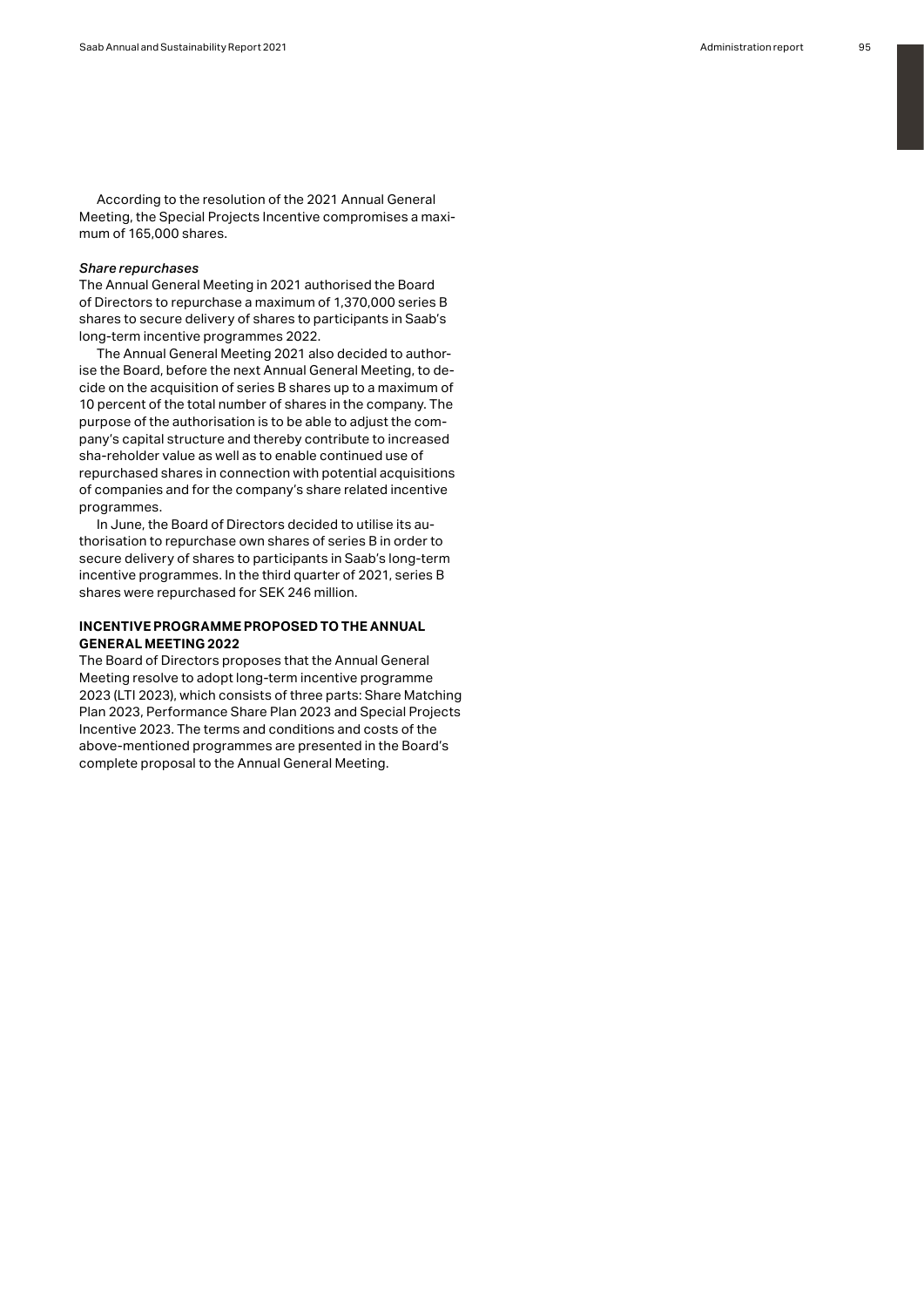According to the resolution of the 2021 Annual General Meeting, the Special Projects Incentive compromises a maximum of 165,000 shares.

*Share repurchases*

The Annual General Meeting in 2021 authorised the Board of Directors to repurchase a maximum of 1,370,000 series B shares to secure delivery of shares to participants in Saab's long-term incentive programmes 2022.

The Annual General Meeting 2021 also decided to authorise the Board, before the next Annual General Meeting, to decide on the acquisition of series B shares up to a maximum of 10 percent of the total number of shares in the company. The purpose of the authorisation is to be able to adjust the company's capital structure and thereby contribute to increased sha-reholder value as well as to enable continued use of repurchased shares in connection with potential acquisitions of companies and for the company's share related incentive programmes.

In June, the Board of Directors decided to utilise its authorisation to repurchase own shares of series B in order to secure delivery of shares to participants in Saab's long-term incentive programmes. In the third quarter of 2021, series B shares were repurchased for SEK 246 million.

## INCENTIVE PROGRAMME PROPOSED TO THE ANNUAL GENERAL MEETING 2022

The Board of Directors proposes that the Annual General Meeting resolve to adopt long-term incentive programme 2023 (LTI 2023), which consists of three parts: Share Matching Plan 2023, Performance Share Plan 2023 and Special Projects Incentive 2023. The terms and conditions and costs of the above-mentioned programmes are presented in the Board's complete proposal to the Annual General Meeting.